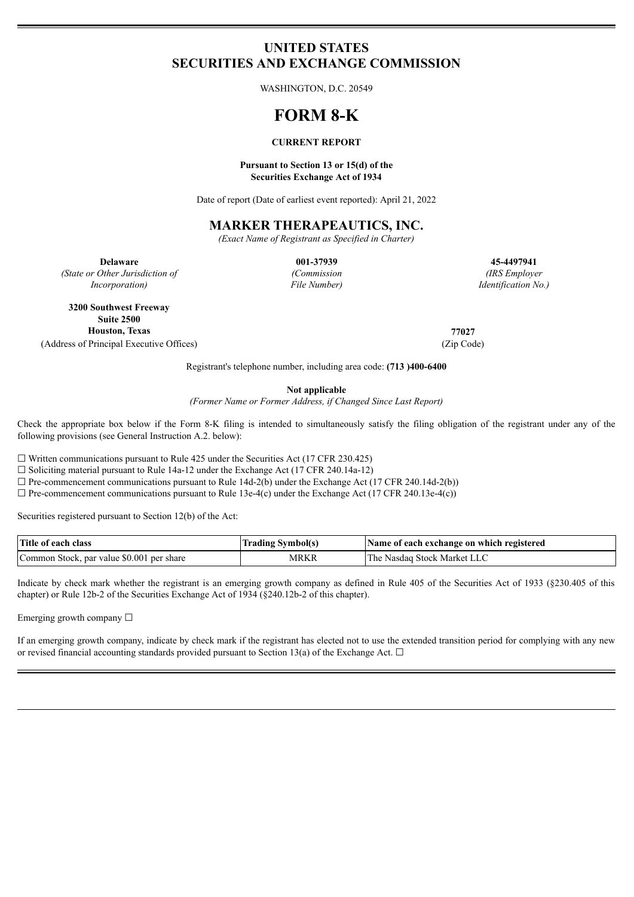# UNITED STATES
# SECURITIES AND EXCHANGE COMMISSION

WASHINGTON, D.C. 20549

# FORM 8-K

**CURRENT REPORT**

**Pursuant to Section 13 or 15(d) of the Securities Exchange Act of 1934**

Date of report (Date of earliest event reported): April 21, 2022

## MARKER THERAPEAUTICS, INC.

*(Exact Name of Registrant as Specified in Charter)*

| **Delaware** | **001-37939** | **45-4497941** |
|---|---|---|
| *(State or Other Jurisdiction of Incorporation)* | *(Commission File Number)* | *(IRS Employer Identification No.)* |

**3200 Southwest Freeway**
**Suite 2500**
**Houston, Texas** — **77027**

(Address of Principal Executive Offices) — (Zip Code)

Registrant's telephone number, including area code: **(713 )400-6400**

**Not applicable**

*(Former Name or Former Address, if Changed Since Last Report)*

Check the appropriate box below if the Form 8-K filing is intended to simultaneously satisfy the filing obligation of the registrant under any of the following provisions (see General Instruction A.2. below):

☐ Written communications pursuant to Rule 425 under the Securities Act (17 CFR 230.425)

☐ Soliciting material pursuant to Rule 14a-12 under the Exchange Act (17 CFR 240.14a-12)

☐ Pre-commencement communications pursuant to Rule 14d-2(b) under the Exchange Act (17 CFR 240.14d-2(b))

☐ Pre-commencement communications pursuant to Rule 13e-4(c) under the Exchange Act (17 CFR 240.13e-4(c))

Securities registered pursuant to Section 12(b) of the Act:

| Title of each class | Trading Symbol(s) | Name of each exchange on which registered |
|---|---|---|
| Common Stock, par value $0.001 per share | MRKR | The Nasdaq Stock Market LLC |

Indicate by check mark whether the registrant is an emerging growth company as defined in Rule 405 of the Securities Act of 1933 (§230.405 of this chapter) or Rule 12b-2 of the Securities Exchange Act of 1934 (§240.12b-2 of this chapter).

Emerging growth company ☐

If an emerging growth company, indicate by check mark if the registrant has elected not to use the extended transition period for complying with any new or revised financial accounting standards provided pursuant to Section 13(a) of the Exchange Act. ☐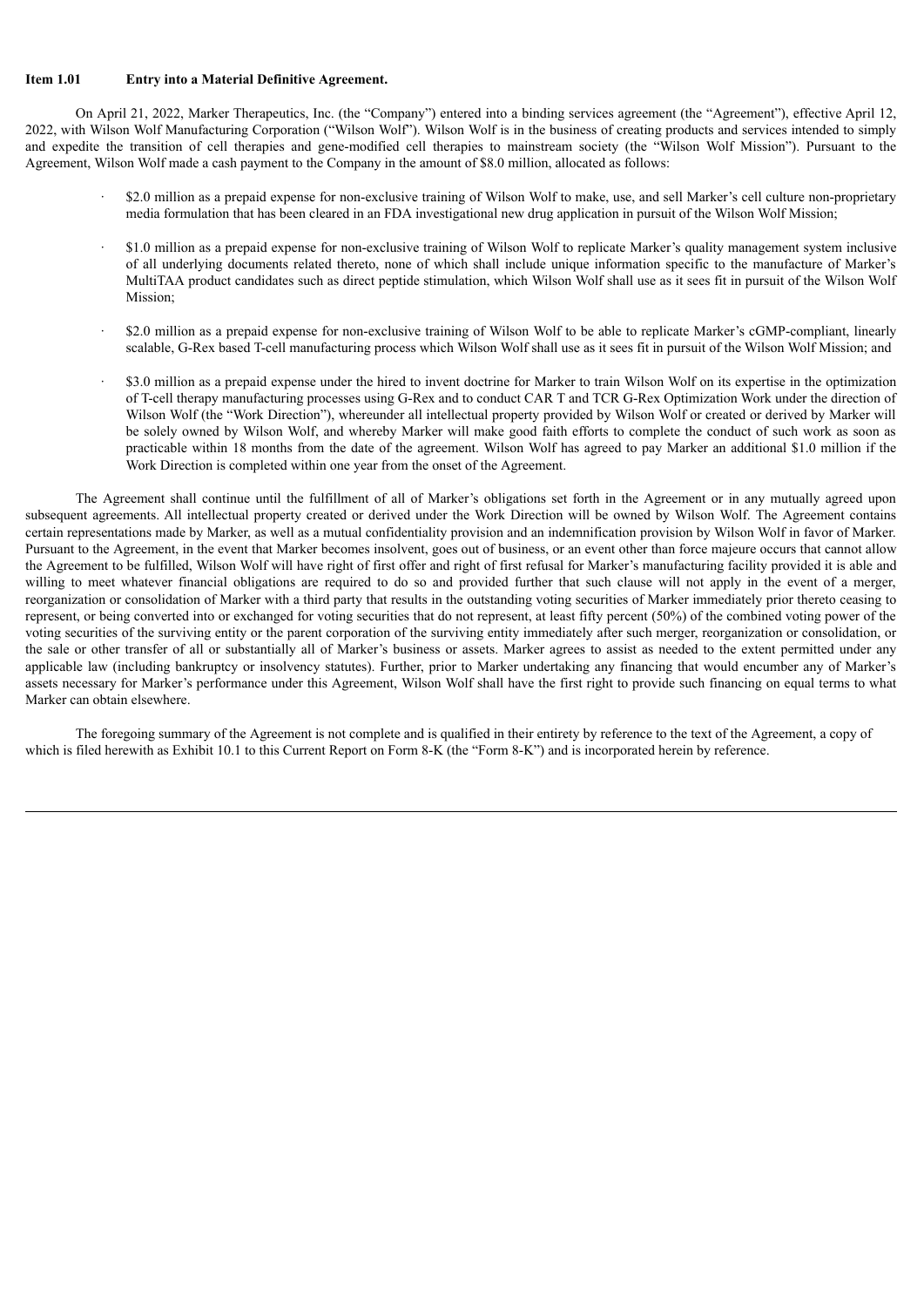**Item 1.01 Entry into a Material Definitive Agreement.**

On April 21, 2022, Marker Therapeutics, Inc. (the "Company") entered into a binding services agreement (the "Agreement"), effective April 12, 2022, with Wilson Wolf Manufacturing Corporation ("Wilson Wolf"). Wilson Wolf is in the business of creating products and services intended to simply and expedite the transition of cell therapies and gene-modified cell therapies to mainstream society (the "Wilson Wolf Mission"). Pursuant to the Agreement, Wilson Wolf made a cash payment to the Company in the amount of $8.0 million, allocated as follows:

- $2.0 million as a prepaid expense for non-exclusive training of Wilson Wolf to make, use, and sell Marker's cell culture non-proprietary media formulation that has been cleared in an FDA investigational new drug application in pursuit of the Wilson Wolf Mission;
- $1.0 million as a prepaid expense for non-exclusive training of Wilson Wolf to replicate Marker's quality management system inclusive of all underlying documents related thereto, none of which shall include unique information specific to the manufacture of Marker's MultiTAA product candidates such as direct peptide stimulation, which Wilson Wolf shall use as it sees fit in pursuit of the Wilson Wolf Mission;
- $2.0 million as a prepaid expense for non-exclusive training of Wilson Wolf to be able to replicate Marker's cGMP-compliant, linearly scalable, G-Rex based T-cell manufacturing process which Wilson Wolf shall use as it sees fit in pursuit of the Wilson Wolf Mission; and
- $3.0 million as a prepaid expense under the hired to invent doctrine for Marker to train Wilson Wolf on its expertise in the optimization of T-cell therapy manufacturing processes using G-Rex and to conduct CAR T and TCR G-Rex Optimization Work under the direction of Wilson Wolf (the "Work Direction"), whereunder all intellectual property provided by Wilson Wolf or created or derived by Marker will be solely owned by Wilson Wolf, and whereby Marker will make good faith efforts to complete the conduct of such work as soon as practicable within 18 months from the date of the agreement. Wilson Wolf has agreed to pay Marker an additional $1.0 million if the Work Direction is completed within one year from the onset of the Agreement.

The Agreement shall continue until the fulfillment of all of Marker's obligations set forth in the Agreement or in any mutually agreed upon subsequent agreements. All intellectual property created or derived under the Work Direction will be owned by Wilson Wolf. The Agreement contains certain representations made by Marker, as well as a mutual confidentiality provision and an indemnification provision by Wilson Wolf in favor of Marker. Pursuant to the Agreement, in the event that Marker becomes insolvent, goes out of business, or an event other than force majeure occurs that cannot allow the Agreement to be fulfilled, Wilson Wolf will have right of first offer and right of first refusal for Marker's manufacturing facility provided it is able and willing to meet whatever financial obligations are required to do so and provided further that such clause will not apply in the event of a merger, reorganization or consolidation of Marker with a third party that results in the outstanding voting securities of Marker immediately prior thereto ceasing to represent, or being converted into or exchanged for voting securities that do not represent, at least fifty percent (50%) of the combined voting power of the voting securities of the surviving entity or the parent corporation of the surviving entity immediately after such merger, reorganization or consolidation, or the sale or other transfer of all or substantially all of Marker's business or assets. Marker agrees to assist as needed to the extent permitted under any applicable law (including bankruptcy or insolvency statutes). Further, prior to Marker undertaking any financing that would encumber any of Marker's assets necessary for Marker's performance under this Agreement, Wilson Wolf shall have the first right to provide such financing on equal terms to what Marker can obtain elsewhere.

The foregoing summary of the Agreement is not complete and is qualified in their entirety by reference to the text of the Agreement, a copy of which is filed herewith as Exhibit 10.1 to this Current Report on Form 8-K (the "Form 8-K") and is incorporated herein by reference.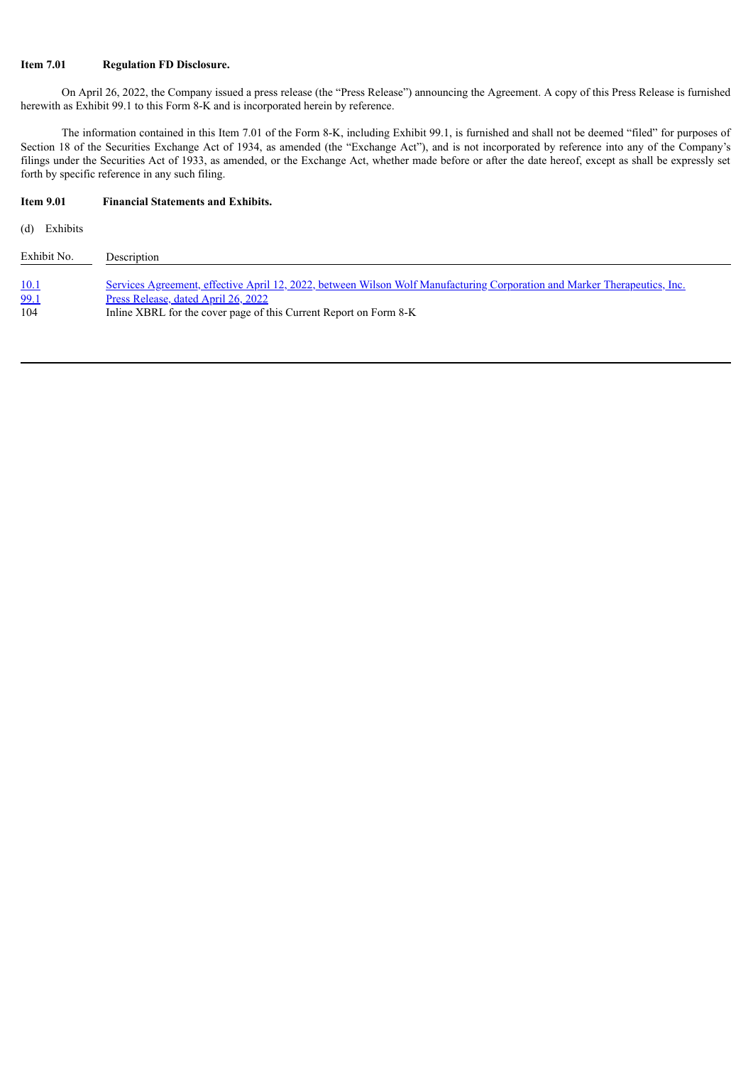**Item 7.01 Regulation FD Disclosure.**

On April 26, 2022, the Company issued a press release (the "Press Release") announcing the Agreement. A copy of this Press Release is furnished herewith as Exhibit 99.1 to this Form 8-K and is incorporated herein by reference.

The information contained in this Item 7.01 of the Form 8-K, including Exhibit 99.1, is furnished and shall not be deemed "filed" for purposes of Section 18 of the Securities Exchange Act of 1934, as amended (the "Exchange Act"), and is not incorporated by reference into any of the Company's filings under the Securities Act of 1933, as amended, or the Exchange Act, whether made before or after the date hereof, except as shall be expressly set forth by specific reference in any such filing.

**Item 9.01 Financial Statements and Exhibits.**

(d) Exhibits

| Exhibit No. | Description |
|---|---|
| 10.1 | Services Agreement, effective April 12, 2022, between Wilson Wolf Manufacturing Corporation and Marker Therapeutics, Inc. |
| 99.1 | Press Release, dated April 26, 2022 |
| 104 | Inline XBRL for the cover page of this Current Report on Form 8-K |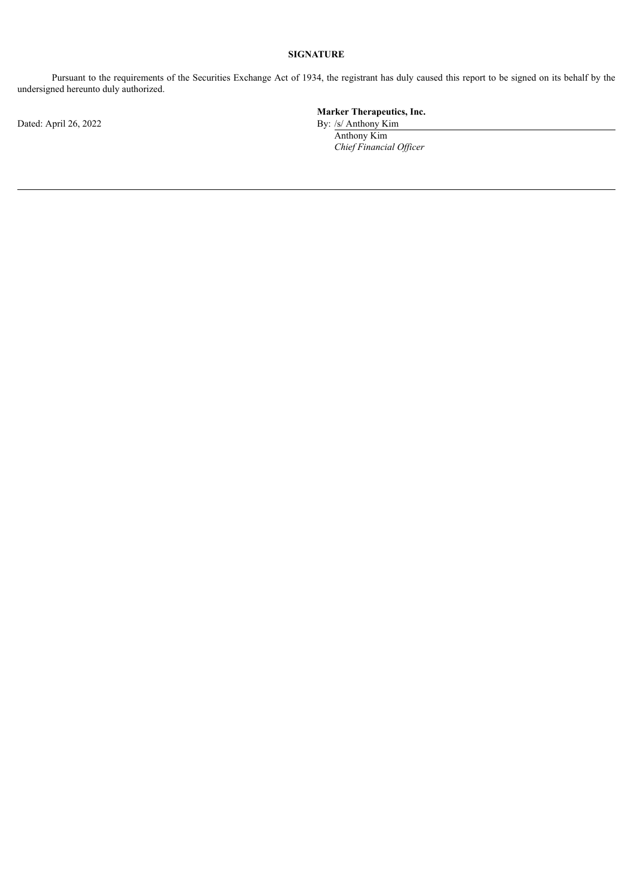**SIGNATURE**

Pursuant to the requirements of the Securities Exchange Act of 1934, the registrant has duly caused this report to be signed on its behalf by the undersigned hereunto duly authorized.

Dated: April 26, 2022

**Marker Therapeutics, Inc.**

By: /s/ Anthony Kim

Anthony Kim

*Chief Financial Officer*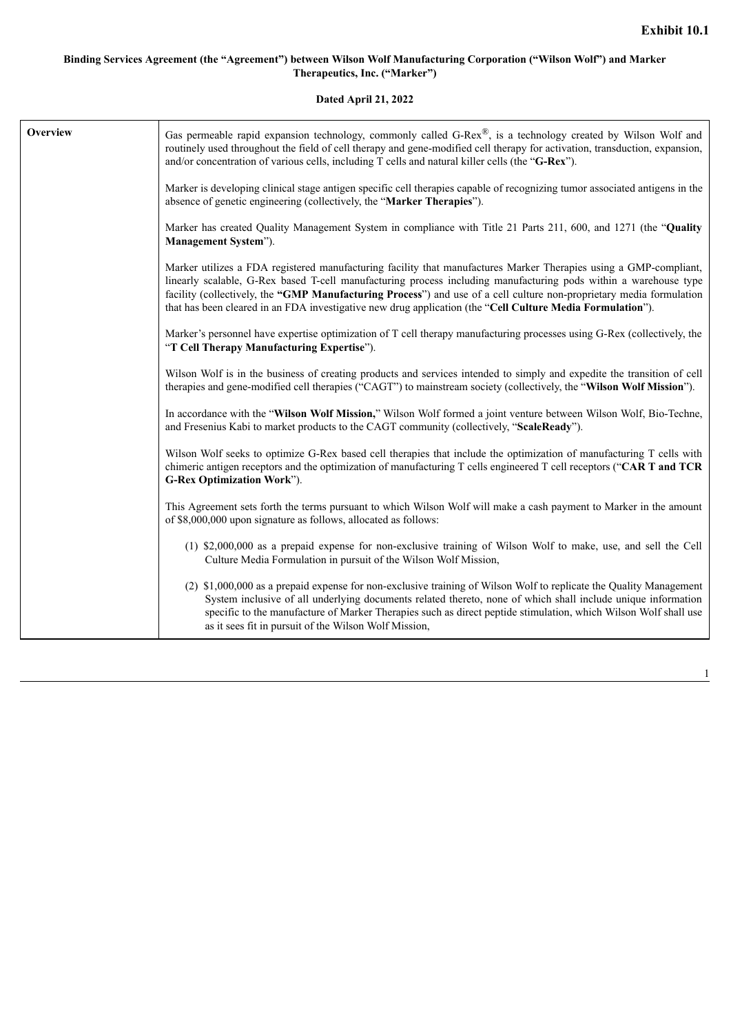**Exhibit 10.1**

**Binding Services Agreement (the "Agreement") between Wilson Wolf Manufacturing Corporation ("Wilson Wolf") and Marker Therapeutics, Inc. ("Marker")**

**Dated April 21, 2022**

| | |
|---|---|
| **Overview** | Gas permeable rapid expansion technology, commonly called G-Rex®, is a technology created by Wilson Wolf and routinely used throughout the field of cell therapy and gene-modified cell therapy for activation, transduction, expansion, and/or concentration of various cells, including T cells and natural killer cells (the "**G-Rex**").<br><br>Marker is developing clinical stage antigen specific cell therapies capable of recognizing tumor associated antigens in the absence of genetic engineering (collectively, the "**Marker Therapies**").<br><br>Marker has created Quality Management System in compliance with Title 21 Parts 211, 600, and 1271 (the "**Quality Management System**").<br><br>Marker utilizes a FDA registered manufacturing facility that manufactures Marker Therapies using a GMP-compliant, linearly scalable, G-Rex based T-cell manufacturing process including manufacturing pods within a warehouse type facility (collectively, the **"GMP Manufacturing Process**") and use of a cell culture non-proprietary media formulation that has been cleared in an FDA investigative new drug application (the "**Cell Culture Media Formulation**").<br><br>Marker's personnel have expertise optimization of T cell therapy manufacturing processes using G-Rex (collectively, the "**T Cell Therapy Manufacturing Expertise**").<br><br>Wilson Wolf is in the business of creating products and services intended to simply and expedite the transition of cell therapies and gene-modified cell therapies ("CAGT") to mainstream society (collectively, the "**Wilson Wolf Mission**").<br><br>In accordance with the "**Wilson Wolf Mission,**" Wilson Wolf formed a joint venture between Wilson Wolf, Bio-Techne, and Fresenius Kabi to market products to the CAGT community (collectively, "**ScaleReady**").<br><br>Wilson Wolf seeks to optimize G-Rex based cell therapies that include the optimization of manufacturing T cells with chimeric antigen receptors and the optimization of manufacturing T cells engineered T cell receptors ("**CAR T and TCR G-Rex Optimization Work**").<br><br>This Agreement sets forth the terms pursuant to which Wilson Wolf will make a cash payment to Marker in the amount of $8,000,000 upon signature as follows, allocated as follows:<br><br>(1) $2,000,000 as a prepaid expense for non-exclusive training of Wilson Wolf to make, use, and sell the Cell Culture Media Formulation in pursuit of the Wilson Wolf Mission,<br><br>(2) $1,000,000 as a prepaid expense for non-exclusive training of Wilson Wolf to replicate the Quality Management System inclusive of all underlying documents related thereto, none of which shall include unique information specific to the manufacture of Marker Therapies such as direct peptide stimulation, which Wilson Wolf shall use as it sees fit in pursuit of the Wilson Wolf Mission, |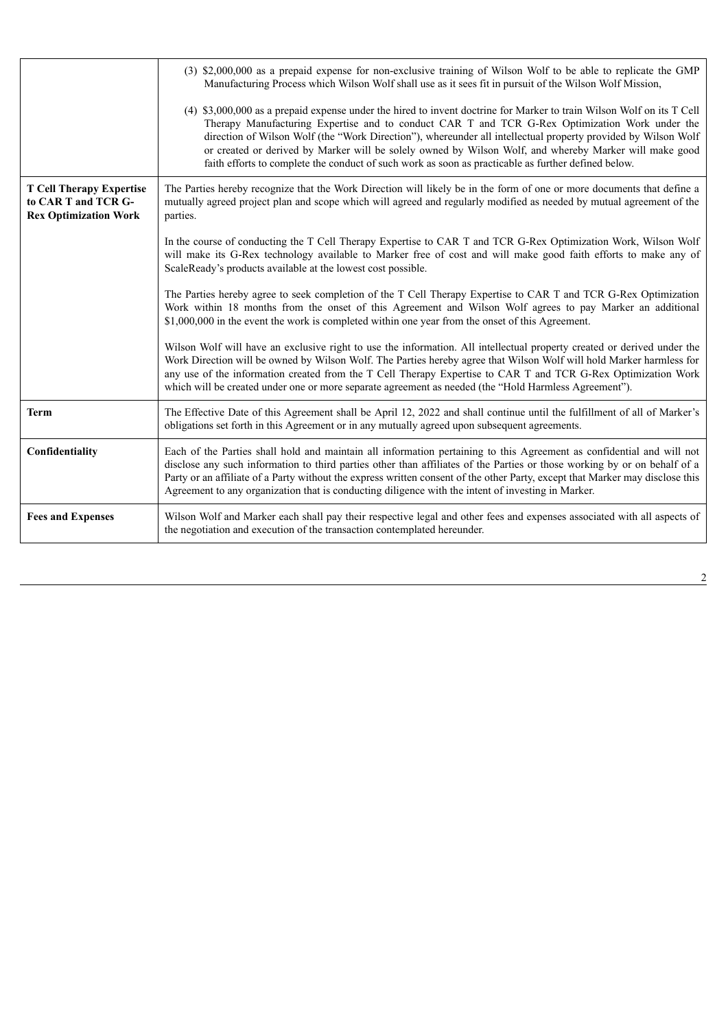| | |
|---|---|
| | (3) \$2,000,000 as a prepaid expense for non-exclusive training of Wilson Wolf to be able to replicate the GMP Manufacturing Process which Wilson Wolf shall use as it sees fit in pursuit of the Wilson Wolf Mission,<br><br>(4) \$3,000,000 as a prepaid expense under the hired to invent doctrine for Marker to train Wilson Wolf on its T Cell Therapy Manufacturing Expertise and to conduct CAR T and TCR G-Rex Optimization Work under the direction of Wilson Wolf (the "Work Direction"), whereunder all intellectual property provided by Wilson Wolf or created or derived by Marker will be solely owned by Wilson Wolf, and whereby Marker will make good faith efforts to complete the conduct of such work as soon as practicable as further defined below. |
| **T Cell Therapy Expertise to CAR T and TCR G-Rex Optimization Work** | The Parties hereby recognize that the Work Direction will likely be in the form of one or more documents that define a mutually agreed project plan and scope which will agreed and regularly modified as needed by mutual agreement of the parties.<br><br>In the course of conducting the T Cell Therapy Expertise to CAR T and TCR G-Rex Optimization Work, Wilson Wolf will make its G-Rex technology available to Marker free of cost and will make good faith efforts to make any of ScaleReady's products available at the lowest cost possible.<br><br>The Parties hereby agree to seek completion of the T Cell Therapy Expertise to CAR T and TCR G-Rex Optimization Work within 18 months from the onset of this Agreement and Wilson Wolf agrees to pay Marker an additional \$1,000,000 in the event the work is completed within one year from the onset of this Agreement.<br><br>Wilson Wolf will have an exclusive right to use the information. All intellectual property created or derived under the Work Direction will be owned by Wilson Wolf. The Parties hereby agree that Wilson Wolf will hold Marker harmless for any use of the information created from the T Cell Therapy Expertise to CAR T and TCR G-Rex Optimization Work which will be created under one or more separate agreement as needed (the "Hold Harmless Agreement"). |
| **Term** | The Effective Date of this Agreement shall be April 12, 2022 and shall continue until the fulfillment of all of Marker's obligations set forth in this Agreement or in any mutually agreed upon subsequent agreements. |
| **Confidentiality** | Each of the Parties shall hold and maintain all information pertaining to this Agreement as confidential and will not disclose any such information to third parties other than affiliates of the Parties or those working by or on behalf of a Party or an affiliate of a Party without the express written consent of the other Party, except that Marker may disclose this Agreement to any organization that is conducting diligence with the intent of investing in Marker. |
| **Fees and Expenses** | Wilson Wolf and Marker each shall pay their respective legal and other fees and expenses associated with all aspects of the negotiation and execution of the transaction contemplated hereunder. |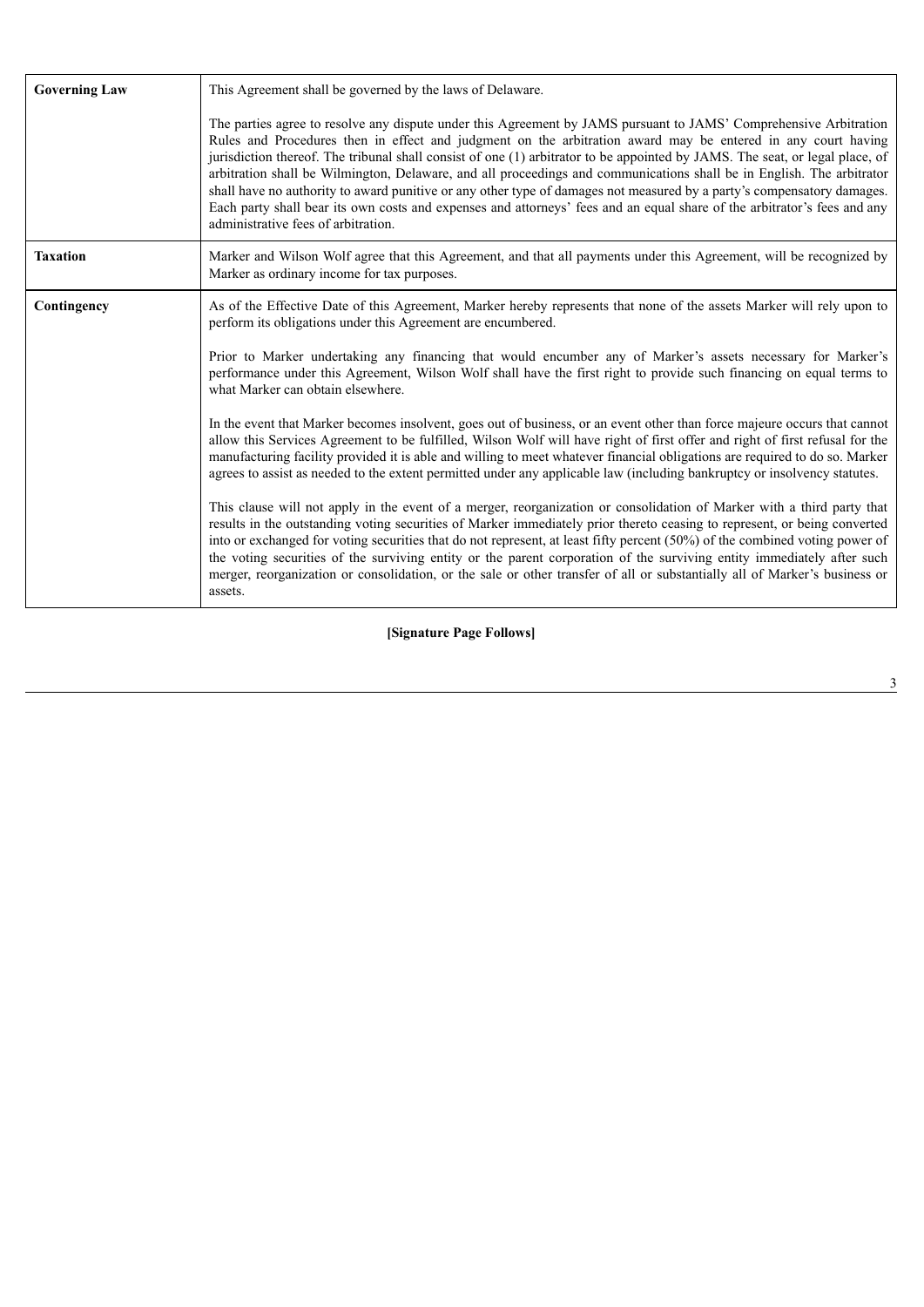| **Governing Law** | This Agreement shall be governed by the laws of Delaware.<br><br>The parties agree to resolve any dispute under this Agreement by JAMS pursuant to JAMS' Comprehensive Arbitration Rules and Procedures then in effect and judgment on the arbitration award may be entered in any court having jurisdiction thereof. The tribunal shall consist of one (1) arbitrator to be appointed by JAMS. The seat, or legal place, of arbitration shall be Wilmington, Delaware, and all proceedings and communications shall be in English. The arbitrator shall have no authority to award punitive or any other type of damages not measured by a party's compensatory damages. Each party shall bear its own costs and expenses and attorneys' fees and an equal share of the arbitrator's fees and any administrative fees of arbitration. |
|---|---|
| **Taxation** | Marker and Wilson Wolf agree that this Agreement, and that all payments under this Agreement, will be recognized by Marker as ordinary income for tax purposes. |
| **Contingency** | As of the Effective Date of this Agreement, Marker hereby represents that none of the assets Marker will rely upon to perform its obligations under this Agreement are encumbered.<br><br>Prior to Marker undertaking any financing that would encumber any of Marker's assets necessary for Marker's performance under this Agreement, Wilson Wolf shall have the first right to provide such financing on equal terms to what Marker can obtain elsewhere.<br><br>In the event that Marker becomes insolvent, goes out of business, or an event other than force majeure occurs that cannot allow this Services Agreement to be fulfilled, Wilson Wolf will have right of first offer and right of first refusal for the manufacturing facility provided it is able and willing to meet whatever financial obligations are required to do so. Marker agrees to assist as needed to the extent permitted under any applicable law (including bankruptcy or insolvency statutes.<br><br>This clause will not apply in the event of a merger, reorganization or consolidation of Marker with a third party that results in the outstanding voting securities of Marker immediately prior thereto ceasing to represent, or being converted into or exchanged for voting securities that do not represent, at least fifty percent (50%) of the combined voting power of the voting securities of the surviving entity or the parent corporation of the surviving entity immediately after such merger, reorganization or consolidation, or the sale or other transfer of all or substantially all of Marker's business or assets. |

**[Signature Page Follows]**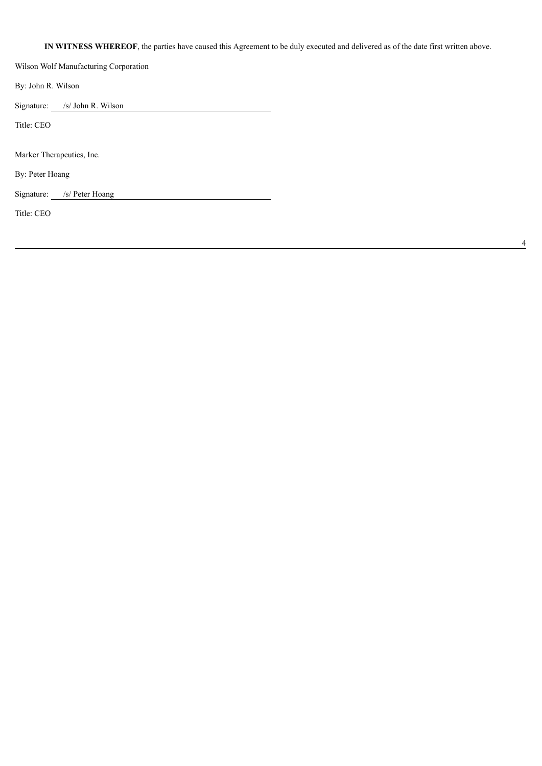**IN WITNESS WHEREOF**, the parties have caused this Agreement to be duly executed and delivered as of the date first written above.

Wilson Wolf Manufacturing Corporation

By: John R. Wilson

Signature: /s/ John R. Wilson

Title: CEO

Marker Therapeutics, Inc.

By: Peter Hoang

Signature: /s/ Peter Hoang

Title: CEO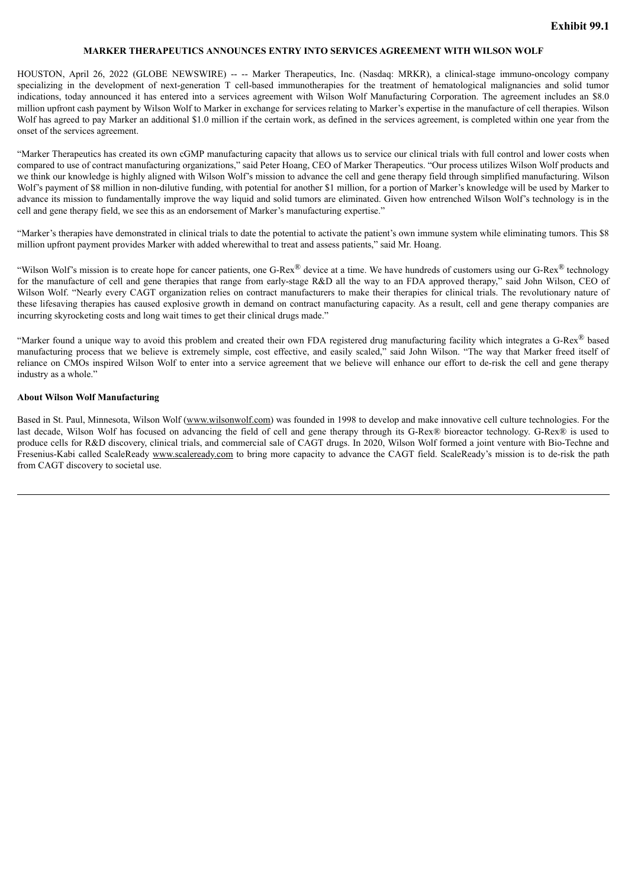**Exhibit 99.1**

**MARKER THERAPEUTICS ANNOUNCES ENTRY INTO SERVICES AGREEMENT WITH WILSON WOLF**

HOUSTON, April 26, 2022 (GLOBE NEWSWIRE) -- -- Marker Therapeutics, Inc. (Nasdaq: MRKR), a clinical-stage immuno-oncology company specializing in the development of next-generation T cell-based immunotherapies for the treatment of hematological malignancies and solid tumor indications, today announced it has entered into a services agreement with Wilson Wolf Manufacturing Corporation. The agreement includes an $8.0 million upfront cash payment by Wilson Wolf to Marker in exchange for services relating to Marker's expertise in the manufacture of cell therapies. Wilson Wolf has agreed to pay Marker an additional $1.0 million if the certain work, as defined in the services agreement, is completed within one year from the onset of the services agreement.

"Marker Therapeutics has created its own cGMP manufacturing capacity that allows us to service our clinical trials with full control and lower costs when compared to use of contract manufacturing organizations," said Peter Hoang, CEO of Marker Therapeutics. "Our process utilizes Wilson Wolf products and we think our knowledge is highly aligned with Wilson Wolf's mission to advance the cell and gene therapy field through simplified manufacturing. Wilson Wolf's payment of $8 million in non-dilutive funding, with potential for another $1 million, for a portion of Marker's knowledge will be used by Marker to advance its mission to fundamentally improve the way liquid and solid tumors are eliminated. Given how entrenched Wilson Wolf's technology is in the cell and gene therapy field, we see this as an endorsement of Marker's manufacturing expertise."

"Marker's therapies have demonstrated in clinical trials to date the potential to activate the patient's own immune system while eliminating tumors. This $8 million upfront payment provides Marker with added wherewithal to treat and assess patients," said Mr. Hoang.

"Wilson Wolf's mission is to create hope for cancer patients, one G-Rex® device at a time. We have hundreds of customers using our G-Rex® technology for the manufacture of cell and gene therapies that range from early-stage R&D all the way to an FDA approved therapy," said John Wilson, CEO of Wilson Wolf. "Nearly every CAGT organization relies on contract manufacturers to make their therapies for clinical trials. The revolutionary nature of these lifesaving therapies has caused explosive growth in demand on contract manufacturing capacity. As a result, cell and gene therapy companies are incurring skyrocketing costs and long wait times to get their clinical drugs made."

"Marker found a unique way to avoid this problem and created their own FDA registered drug manufacturing facility which integrates a G-Rex® based manufacturing process that we believe is extremely simple, cost effective, and easily scaled," said John Wilson. "The way that Marker freed itself of reliance on CMOs inspired Wilson Wolf to enter into a service agreement that we believe will enhance our effort to de-risk the cell and gene therapy industry as a whole."

**About Wilson Wolf Manufacturing**

Based in St. Paul, Minnesota, Wilson Wolf (www.wilsonwolf.com) was founded in 1998 to develop and make innovative cell culture technologies. For the last decade, Wilson Wolf has focused on advancing the field of cell and gene therapy through its G-Rex® bioreactor technology. G-Rex® is used to produce cells for R&D discovery, clinical trials, and commercial sale of CAGT drugs. In 2020, Wilson Wolf formed a joint venture with Bio-Techne and Fresenius-Kabi called ScaleReady www.scaleready.com to bring more capacity to advance the CAGT field. ScaleReady's mission is to de-risk the path from CAGT discovery to societal use.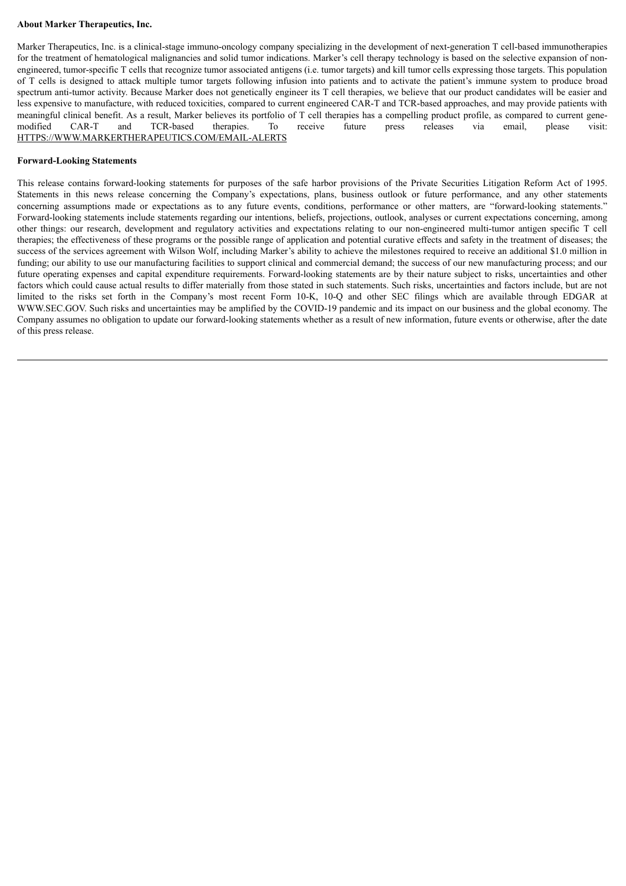**About Marker Therapeutics, Inc.**

Marker Therapeutics, Inc. is a clinical-stage immuno-oncology company specializing in the development of next-generation T cell-based immunotherapies for the treatment of hematological malignancies and solid tumor indications. Marker's cell therapy technology is based on the selective expansion of non-engineered, tumor-specific T cells that recognize tumor associated antigens (i.e. tumor targets) and kill tumor cells expressing those targets. This population of T cells is designed to attack multiple tumor targets following infusion into patients and to activate the patient's immune system to produce broad spectrum anti-tumor activity. Because Marker does not genetically engineer its T cell therapies, we believe that our product candidates will be easier and less expensive to manufacture, with reduced toxicities, compared to current engineered CAR-T and TCR-based approaches, and may provide patients with meaningful clinical benefit. As a result, Marker believes its portfolio of T cell therapies has a compelling product profile, as compared to current gene-modified CAR-T and TCR-based therapies. To receive future press releases via email, please visit: HTTPS://WWW.MARKERTHERAPEUTICS.COM/EMAIL-ALERTS

**Forward-Looking Statements**

This release contains forward-looking statements for purposes of the safe harbor provisions of the Private Securities Litigation Reform Act of 1995. Statements in this news release concerning the Company's expectations, plans, business outlook or future performance, and any other statements concerning assumptions made or expectations as to any future events, conditions, performance or other matters, are "forward-looking statements." Forward-looking statements include statements regarding our intentions, beliefs, projections, outlook, analyses or current expectations concerning, among other things: our research, development and regulatory activities and expectations relating to our non-engineered multi-tumor antigen specific T cell therapies; the effectiveness of these programs or the possible range of application and potential curative effects and safety in the treatment of diseases; the success of the services agreement with Wilson Wolf, including Marker's ability to achieve the milestones required to receive an additional $1.0 million in funding; our ability to use our manufacturing facilities to support clinical and commercial demand; the success of our new manufacturing process; and our future operating expenses and capital expenditure requirements. Forward-looking statements are by their nature subject to risks, uncertainties and other factors which could cause actual results to differ materially from those stated in such statements. Such risks, uncertainties and factors include, but are not limited to the risks set forth in the Company's most recent Form 10-K, 10-Q and other SEC filings which are available through EDGAR at WWW.SEC.GOV. Such risks and uncertainties may be amplified by the COVID-19 pandemic and its impact on our business and the global economy. The Company assumes no obligation to update our forward-looking statements whether as a result of new information, future events or otherwise, after the date of this press release.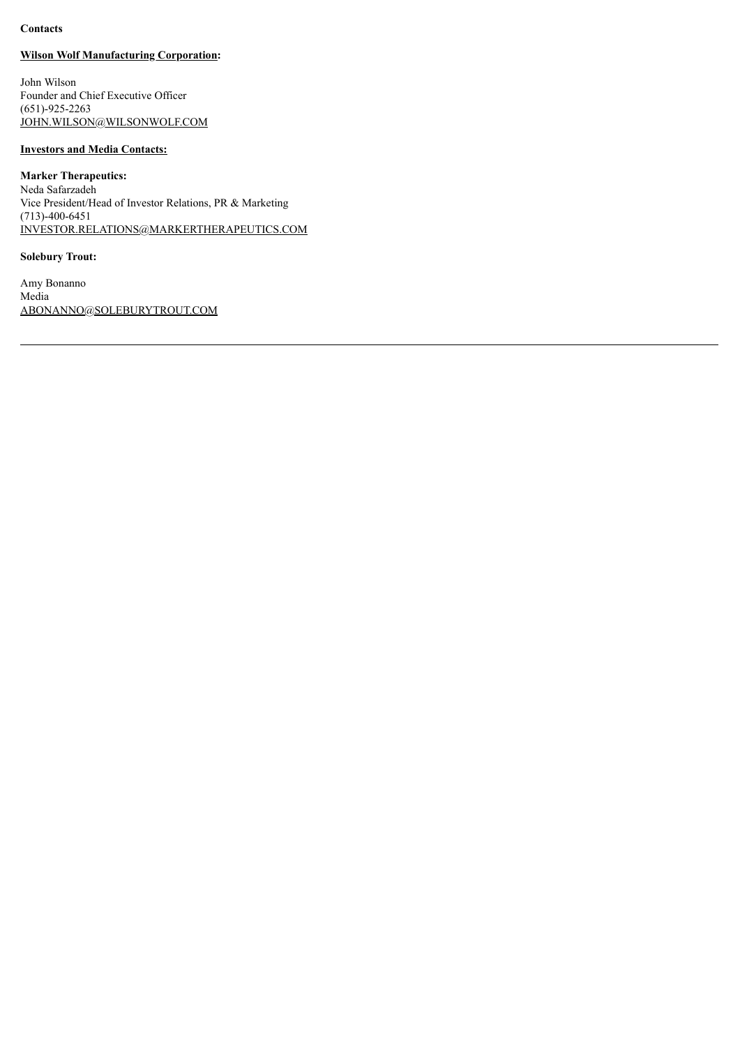**Contacts**

**Wilson Wolf Manufacturing Corporation:**

John Wilson
Founder and Chief Executive Officer
(651)-925-2263
JOHN.WILSON@WILSONWOLF.COM

**Investors and Media Contacts:**

**Marker Therapeutics:**
Neda Safarzadeh
Vice President/Head of Investor Relations, PR & Marketing
(713)-400-6451
INVESTOR.RELATIONS@MARKERTHERAPEUTICS.COM

**Solebury Trout:**

Amy Bonanno
Media
ABONANNO@SOLEBURYTROUT.COM